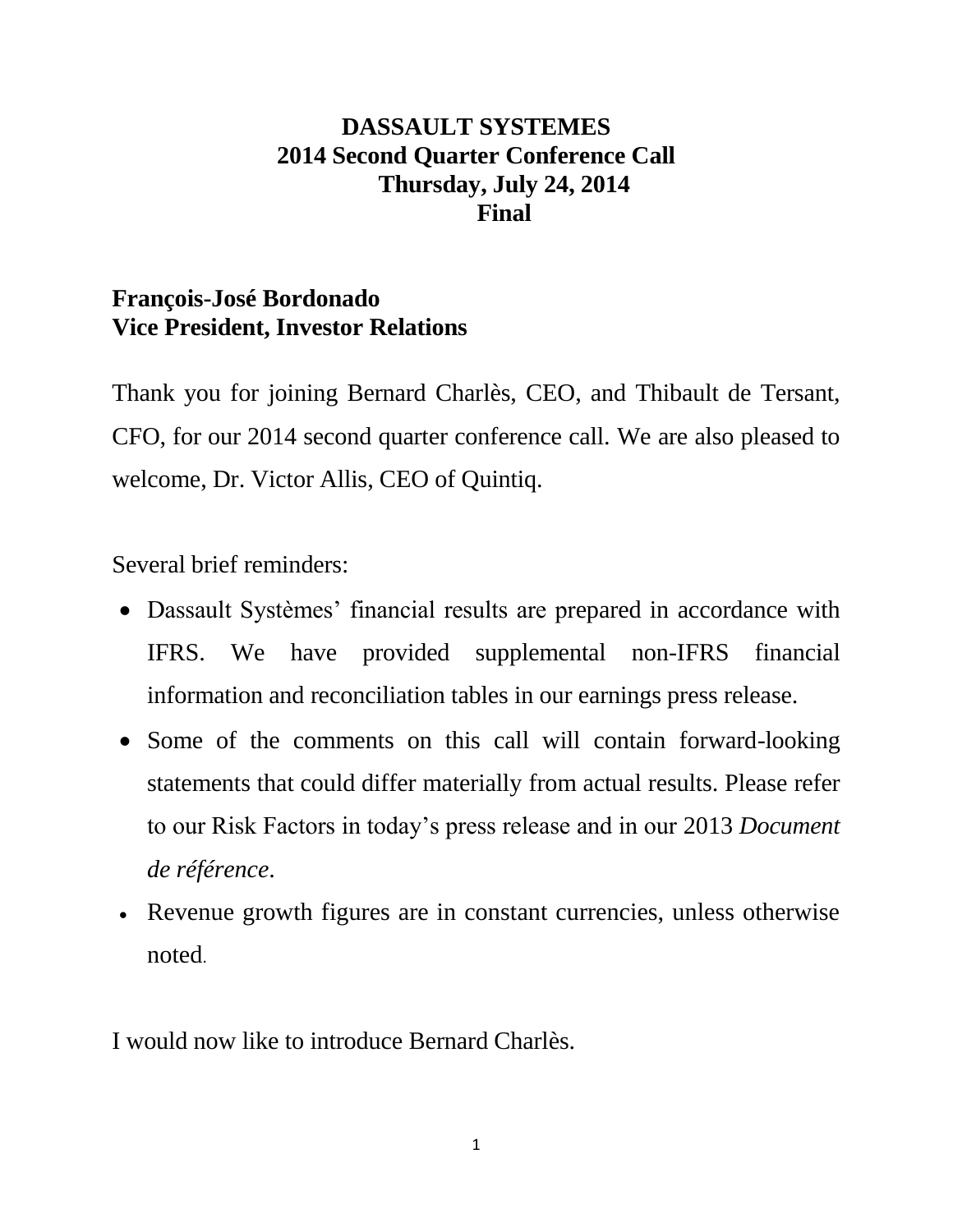# DASSAULT SYSTEMES
# 2014 Second Quarter Conference Call
# Thursday, July 24, 2014
# Final

**François-José Bordonado**
**Vice President, Investor Relations**

Thank you for joining Bernard Charlès, CEO, and Thibault de Tersant, CFO, for our 2014 second quarter conference call. We are also pleased to welcome, Dr. Victor Allis, CEO of Quintiq.

Several brief reminders:

- Dassault Systèmes' financial results are prepared in accordance with IFRS. We have provided supplemental non-IFRS financial information and reconciliation tables in our earnings press release.
- Some of the comments on this call will contain forward-looking statements that could differ materially from actual results. Please refer to our Risk Factors in today's press release and in our 2013 *Document de référence*.
- Revenue growth figures are in constant currencies, unless otherwise noted.

I would now like to introduce Bernard Charlès.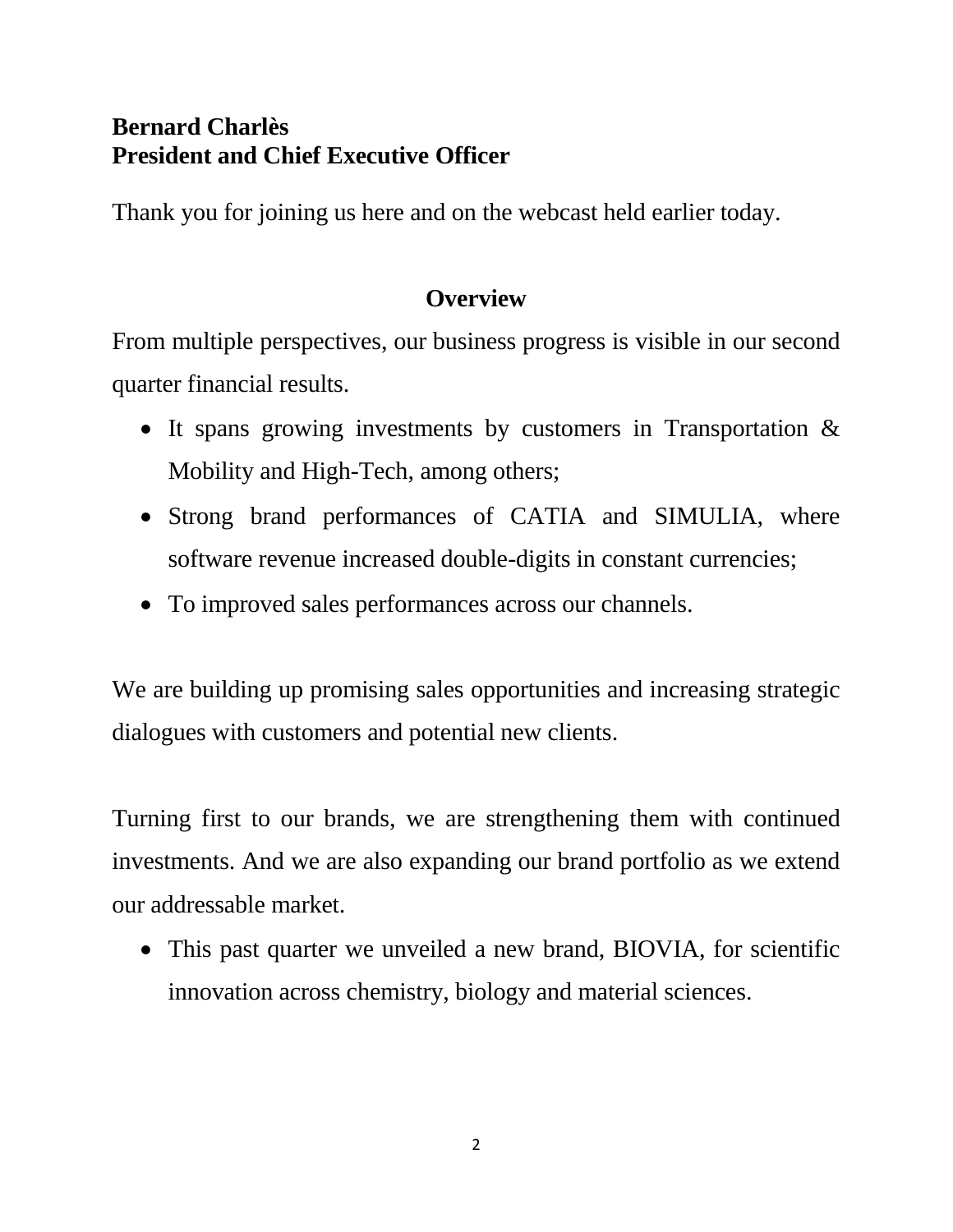**Bernard Charlès**
**President and Chief Executive Officer**

Thank you for joining us here and on the webcast held earlier today.

## Overview

From multiple perspectives, our business progress is visible in our second quarter financial results.

- It spans growing investments by customers in Transportation & Mobility and High-Tech, among others;
- Strong brand performances of CATIA and SIMULIA, where software revenue increased double-digits in constant currencies;
- To improved sales performances across our channels.

We are building up promising sales opportunities and increasing strategic dialogues with customers and potential new clients.

Turning first to our brands, we are strengthening them with continued investments. And we are also expanding our brand portfolio as we extend our addressable market.

- This past quarter we unveiled a new brand, BIOVIA, for scientific innovation across chemistry, biology and material sciences.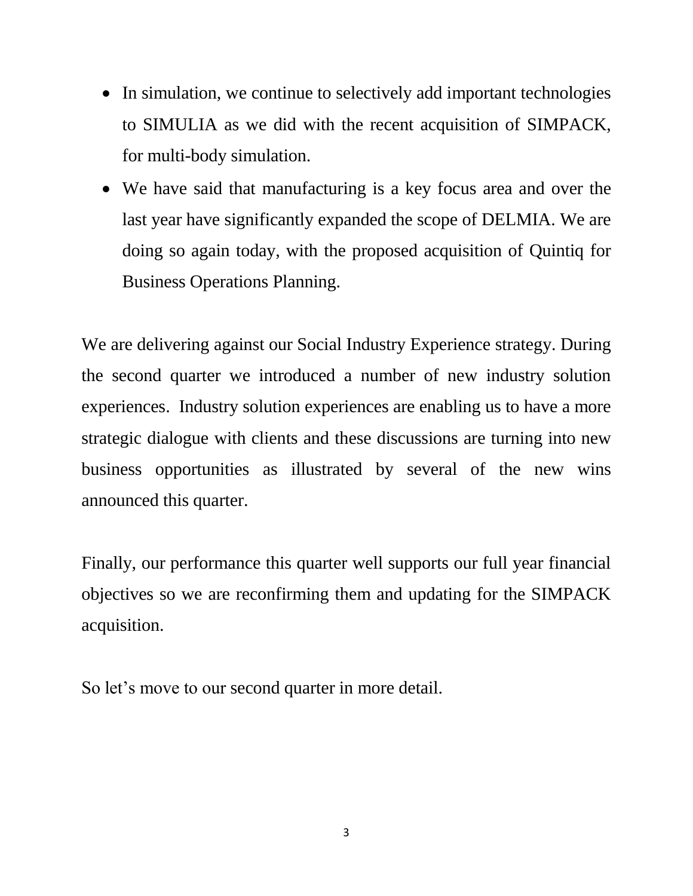- In simulation, we continue to selectively add important technologies to SIMULIA as we did with the recent acquisition of SIMPACK, for multi-body simulation.
- We have said that manufacturing is a key focus area and over the last year have significantly expanded the scope of DELMIA. We are doing so again today, with the proposed acquisition of Quintiq for Business Operations Planning.

We are delivering against our Social Industry Experience strategy. During the second quarter we introduced a number of new industry solution experiences. Industry solution experiences are enabling us to have a more strategic dialogue with clients and these discussions are turning into new business opportunities as illustrated by several of the new wins announced this quarter.

Finally, our performance this quarter well supports our full year financial objectives so we are reconfirming them and updating for the SIMPACK acquisition.

So let's move to our second quarter in more detail.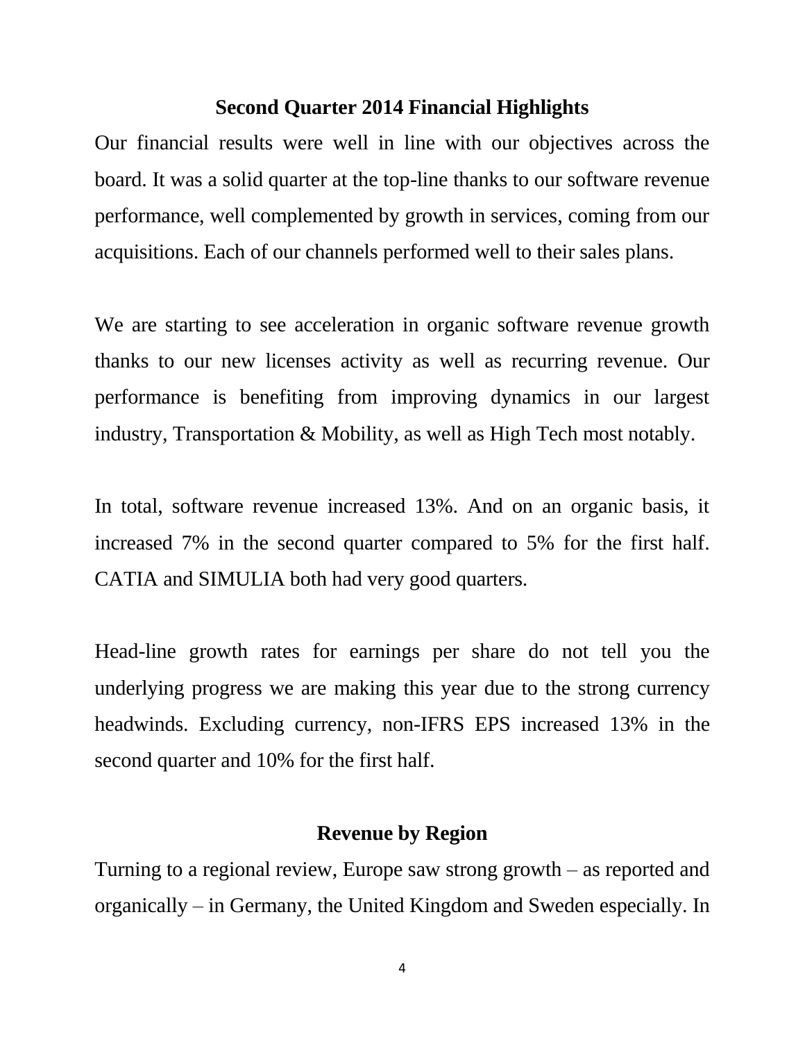## Second Quarter 2014 Financial Highlights

Our financial results were well in line with our objectives across the board. It was a solid quarter at the top-line thanks to our software revenue performance, well complemented by growth in services, coming from our acquisitions. Each of our channels performed well to their sales plans.

We are starting to see acceleration in organic software revenue growth thanks to our new licenses activity as well as recurring revenue. Our performance is benefiting from improving dynamics in our largest industry, Transportation & Mobility, as well as High Tech most notably.

In total, software revenue increased 13%. And on an organic basis, it increased 7% in the second quarter compared to 5% for the first half. CATIA and SIMULIA both had very good quarters.

Head-line growth rates for earnings per share do not tell you the underlying progress we are making this year due to the strong currency headwinds. Excluding currency, non-IFRS EPS increased 13% in the second quarter and 10% for the first half.

## Revenue by Region

Turning to a regional review, Europe saw strong growth – as reported and organically – in Germany, the United Kingdom and Sweden especially. In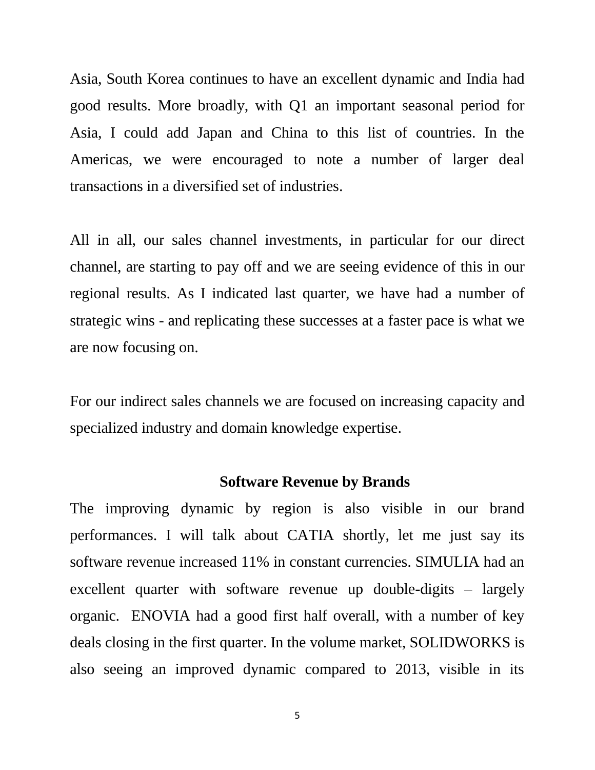Asia, South Korea continues to have an excellent dynamic and India had good results. More broadly, with Q1 an important seasonal period for Asia, I could add Japan and China to this list of countries. In the Americas, we were encouraged to note a number of larger deal transactions in a diversified set of industries.

All in all, our sales channel investments, in particular for our direct channel, are starting to pay off and we are seeing evidence of this in our regional results. As I indicated last quarter, we have had a number of strategic wins - and replicating these successes at a faster pace is what we are now focusing on.

For our indirect sales channels we are focused on increasing capacity and specialized industry and domain knowledge expertise.

## Software Revenue by Brands

The improving dynamic by region is also visible in our brand performances. I will talk about CATIA shortly, let me just say its software revenue increased 11% in constant currencies. SIMULIA had an excellent quarter with software revenue up double-digits – largely organic. ENOVIA had a good first half overall, with a number of key deals closing in the first quarter. In the volume market, SOLIDWORKS is also seeing an improved dynamic compared to 2013, visible in its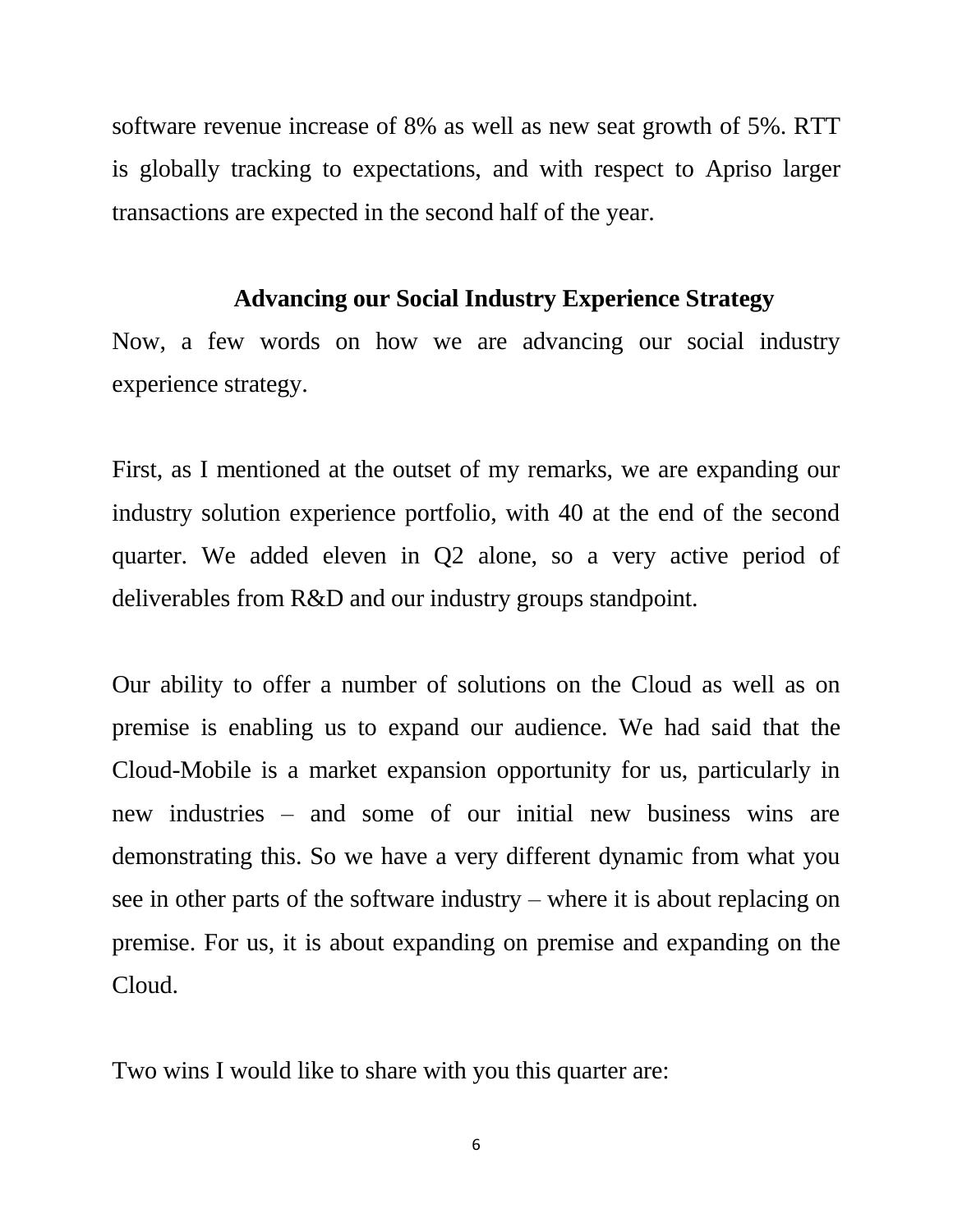software revenue increase of 8% as well as new seat growth of 5%. RTT is globally tracking to expectations, and with respect to Apriso larger transactions are expected in the second half of the year.

## Advancing our Social Industry Experience Strategy

Now, a few words on how we are advancing our social industry experience strategy.

First, as I mentioned at the outset of my remarks, we are expanding our industry solution experience portfolio, with 40 at the end of the second quarter. We added eleven in Q2 alone, so a very active period of deliverables from R&D and our industry groups standpoint.

Our ability to offer a number of solutions on the Cloud as well as on premise is enabling us to expand our audience. We had said that the Cloud-Mobile is a market expansion opportunity for us, particularly in new industries – and some of our initial new business wins are demonstrating this. So we have a very different dynamic from what you see in other parts of the software industry – where it is about replacing on premise. For us, it is about expanding on premise and expanding on the Cloud.

Two wins I would like to share with you this quarter are: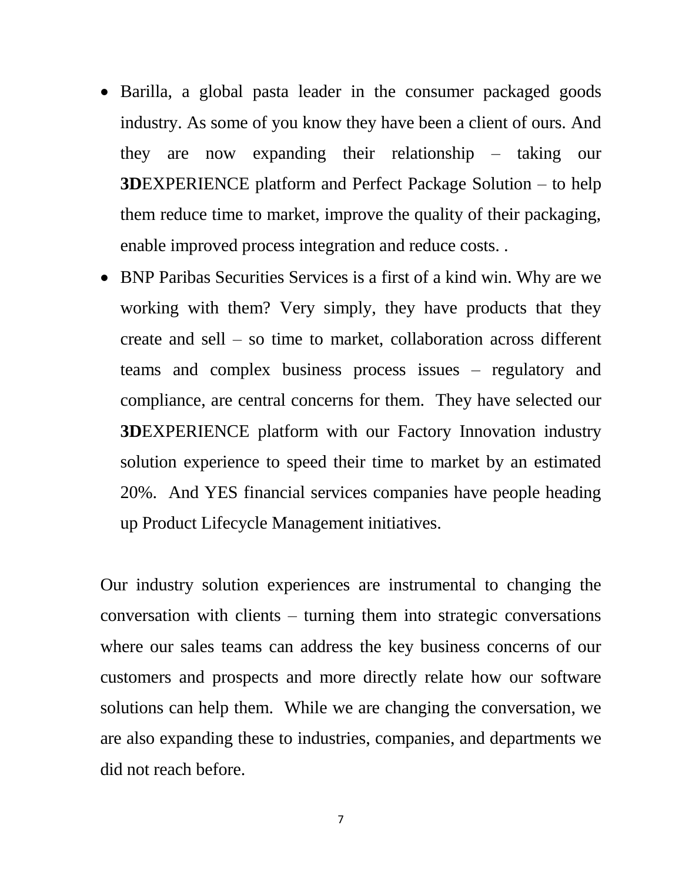- Barilla, a global pasta leader in the consumer packaged goods industry. As some of you know they have been a client of ours. And they are now expanding their relationship – taking our **3D**EXPERIENCE platform and Perfect Package Solution – to help them reduce time to market, improve the quality of their packaging, enable improved process integration and reduce costs. .
- BNP Paribas Securities Services is a first of a kind win. Why are we working with them? Very simply, they have products that they create and sell – so time to market, collaboration across different teams and complex business process issues – regulatory and compliance, are central concerns for them. They have selected our **3D**EXPERIENCE platform with our Factory Innovation industry solution experience to speed their time to market by an estimated 20%. And YES financial services companies have people heading up Product Lifecycle Management initiatives.

Our industry solution experiences are instrumental to changing the conversation with clients – turning them into strategic conversations where our sales teams can address the key business concerns of our customers and prospects and more directly relate how our software solutions can help them. While we are changing the conversation, we are also expanding these to industries, companies, and departments we did not reach before.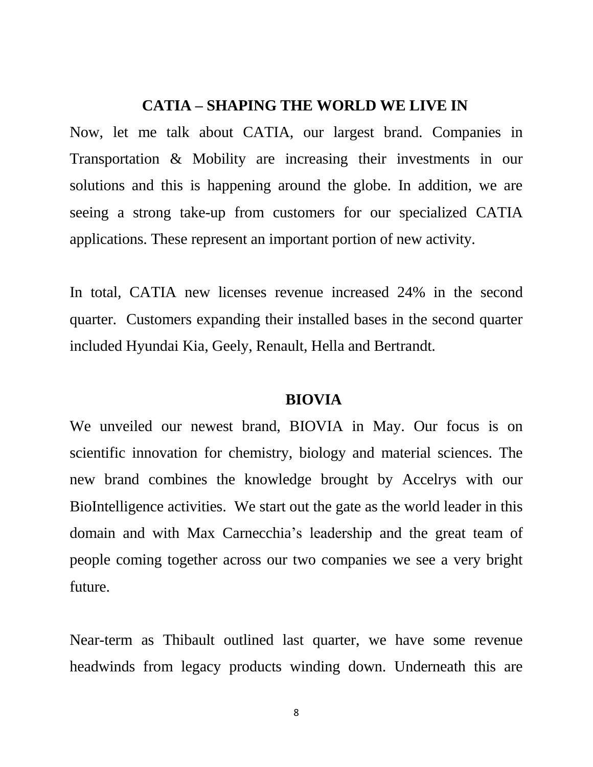## CATIA – SHAPING THE WORLD WE LIVE IN

Now, let me talk about CATIA, our largest brand. Companies in Transportation & Mobility are increasing their investments in our solutions and this is happening around the globe. In addition, we are seeing a strong take-up from customers for our specialized CATIA applications. These represent an important portion of new activity.

In total, CATIA new licenses revenue increased 24% in the second quarter. Customers expanding their installed bases in the second quarter included Hyundai Kia, Geely, Renault, Hella and Bertrandt.

## BIOVIA

We unveiled our newest brand, BIOVIA in May. Our focus is on scientific innovation for chemistry, biology and material sciences. The new brand combines the knowledge brought by Accelrys with our BioIntelligence activities. We start out the gate as the world leader in this domain and with Max Carnecchia's leadership and the great team of people coming together across our two companies we see a very bright future.

Near-term as Thibault outlined last quarter, we have some revenue headwinds from legacy products winding down. Underneath this are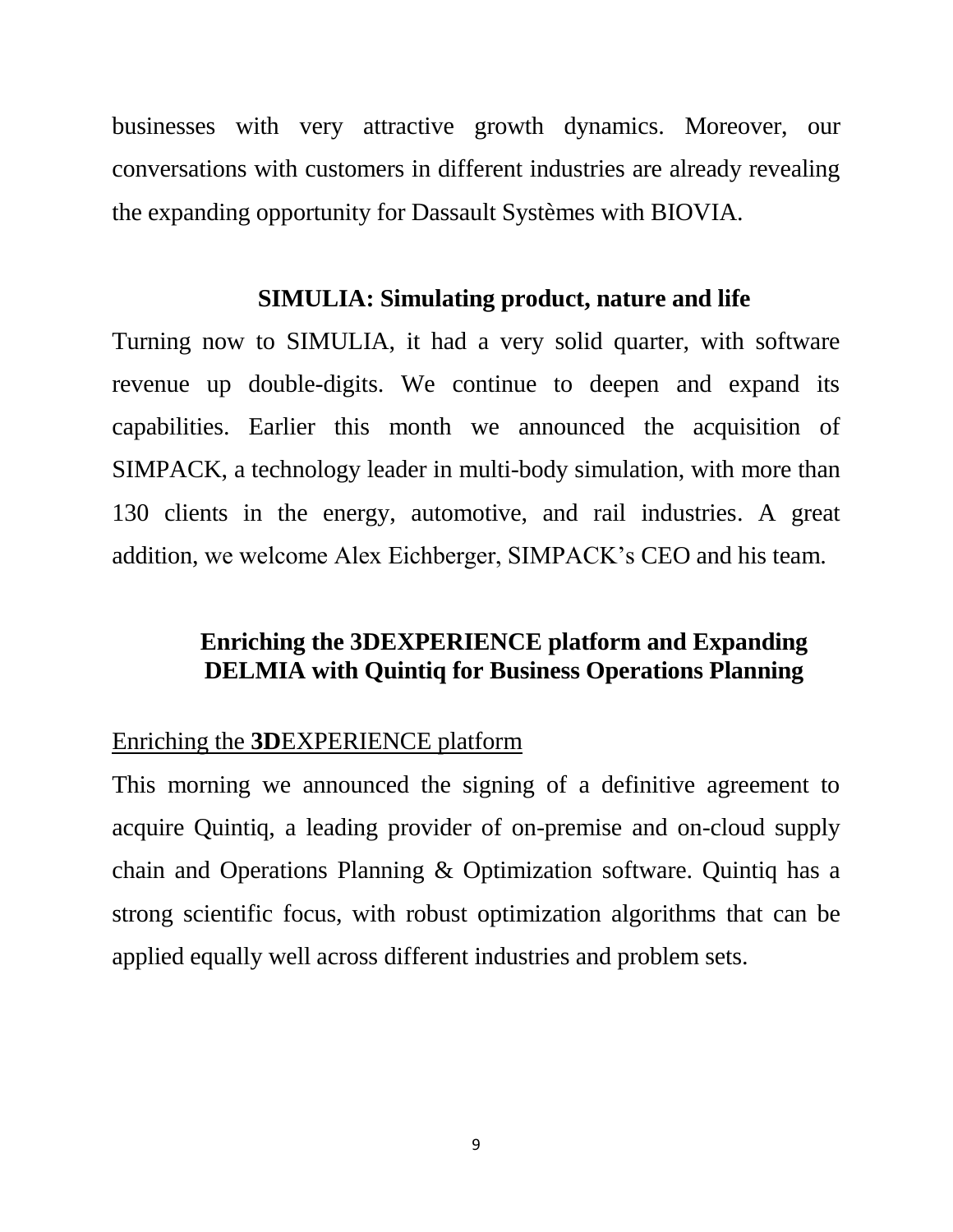businesses with very attractive growth dynamics. Moreover, our conversations with customers in different industries are already revealing the expanding opportunity for Dassault Systèmes with BIOVIA.

## SIMULIA: Simulating product, nature and life

Turning now to SIMULIA, it had a very solid quarter, with software revenue up double-digits. We continue to deepen and expand its capabilities. Earlier this month we announced the acquisition of SIMPACK, a technology leader in multi-body simulation, with more than 130 clients in the energy, automotive, and rail industries. A great addition, we welcome Alex Eichberger, SIMPACK's CEO and his team.

## Enriching the 3DEXPERIENCE platform and Expanding DELMIA with Quintiq for Business Operations Planning

### Enriching the **3D**EXPERIENCE platform

This morning we announced the signing of a definitive agreement to acquire Quintiq, a leading provider of on-premise and on-cloud supply chain and Operations Planning & Optimization software. Quintiq has a strong scientific focus, with robust optimization algorithms that can be applied equally well across different industries and problem sets.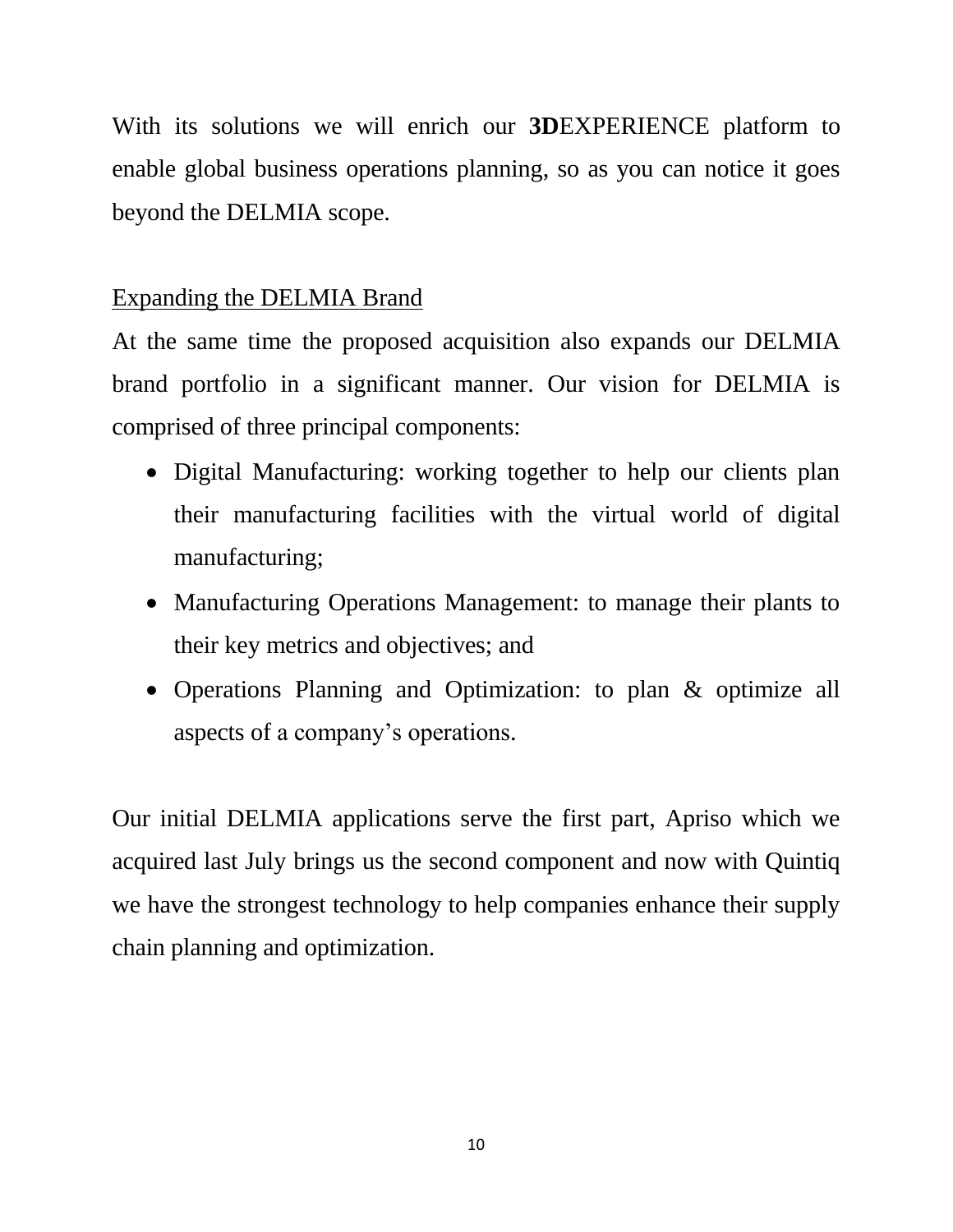With its solutions we will enrich our **3D**EXPERIENCE platform to enable global business operations planning, so as you can notice it goes beyond the DELMIA scope.

<u>Expanding the DELMIA Brand</u>

At the same time the proposed acquisition also expands our DELMIA brand portfolio in a significant manner. Our vision for DELMIA is comprised of three principal components:

- Digital Manufacturing: working together to help our clients plan their manufacturing facilities with the virtual world of digital manufacturing;
- Manufacturing Operations Management: to manage their plants to their key metrics and objectives; and
- Operations Planning and Optimization: to plan & optimize all aspects of a company's operations.

Our initial DELMIA applications serve the first part, Apriso which we acquired last July brings us the second component and now with Quintiq we have the strongest technology to help companies enhance their supply chain planning and optimization.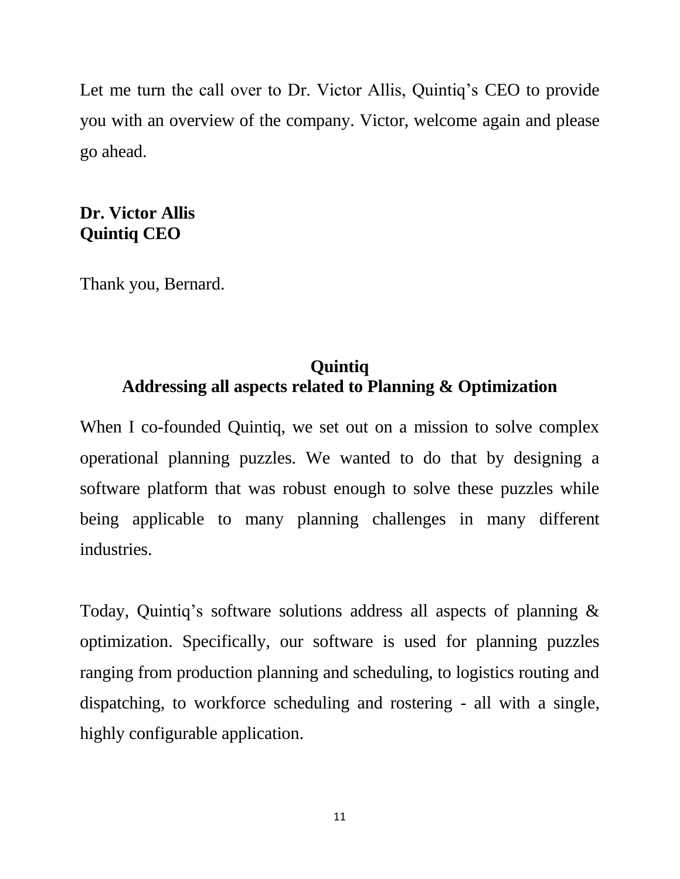Let me turn the call over to Dr. Victor Allis, Quintiq's CEO to provide you with an overview of the company. Victor, welcome again and please go ahead.

**Dr. Victor Allis**
**Quintiq CEO**

Thank you, Bernard.

## Quintiq
## Addressing all aspects related to Planning & Optimization

When I co-founded Quintiq, we set out on a mission to solve complex operational planning puzzles. We wanted to do that by designing a software platform that was robust enough to solve these puzzles while being applicable to many planning challenges in many different industries.

Today, Quintiq's software solutions address all aspects of planning & optimization. Specifically, our software is used for planning puzzles ranging from production planning and scheduling, to logistics routing and dispatching, to workforce scheduling and rostering - all with a single, highly configurable application.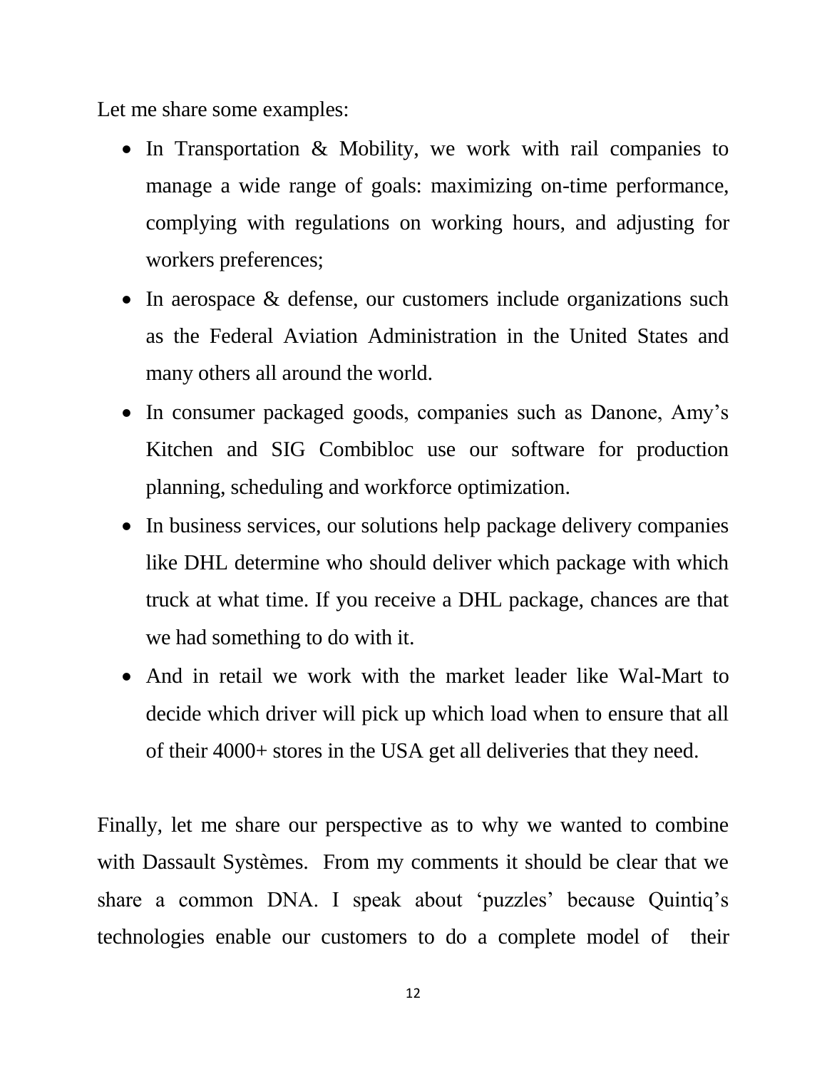Let me share some examples:

- In Transportation & Mobility, we work with rail companies to manage a wide range of goals: maximizing on-time performance, complying with regulations on working hours, and adjusting for workers preferences;
- In aerospace & defense, our customers include organizations such as the Federal Aviation Administration in the United States and many others all around the world.
- In consumer packaged goods, companies such as Danone, Amy's Kitchen and SIG Combibloc use our software for production planning, scheduling and workforce optimization.
- In business services, our solutions help package delivery companies like DHL determine who should deliver which package with which truck at what time. If you receive a DHL package, chances are that we had something to do with it.
- And in retail we work with the market leader like Wal-Mart to decide which driver will pick up which load when to ensure that all of their 4000+ stores in the USA get all deliveries that they need.

Finally, let me share our perspective as to why we wanted to combine with Dassault Systèmes. From my comments it should be clear that we share a common DNA. I speak about 'puzzles' because Quintiq's technologies enable our customers to do a complete model of their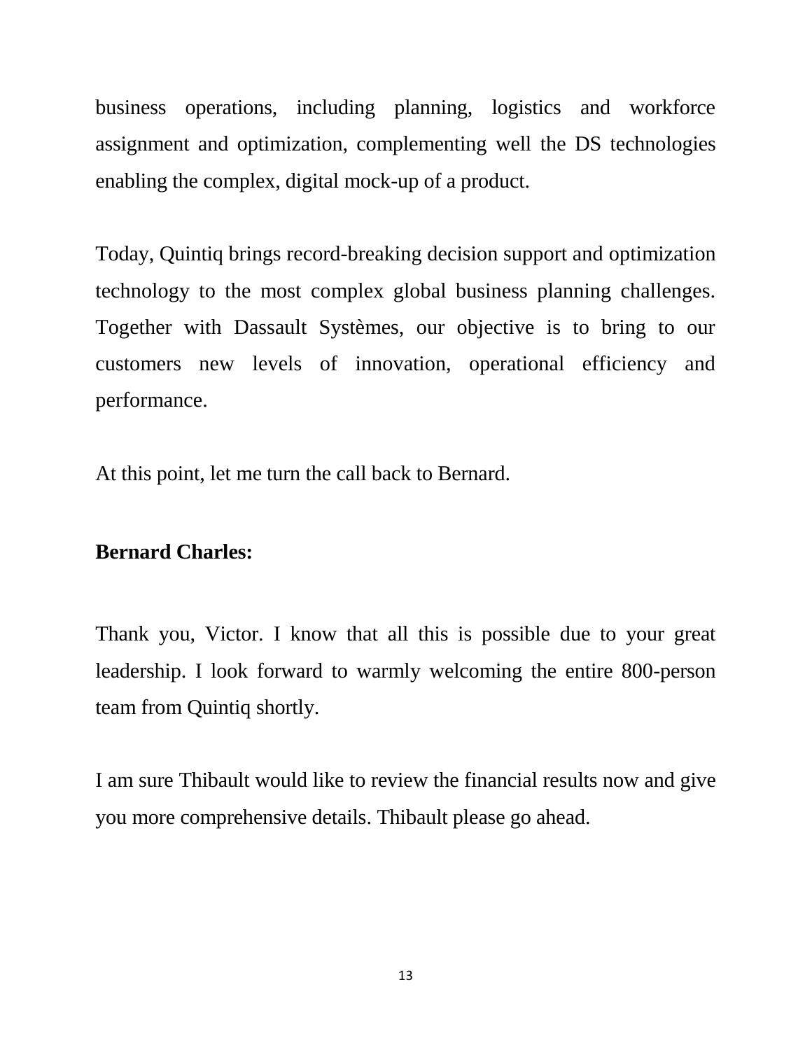business operations, including planning, logistics and workforce assignment and optimization, complementing well the DS technologies enabling the complex, digital mock-up of a product.

Today, Quintiq brings record-breaking decision support and optimization technology to the most complex global business planning challenges. Together with Dassault Systèmes, our objective is to bring to our customers new levels of innovation, operational efficiency and performance.

At this point, let me turn the call back to Bernard.

**Bernard Charles:**

Thank you, Victor. I know that all this is possible due to your great leadership. I look forward to warmly welcoming the entire 800-person team from Quintiq shortly.

I am sure Thibault would like to review the financial results now and give you more comprehensive details. Thibault please go ahead.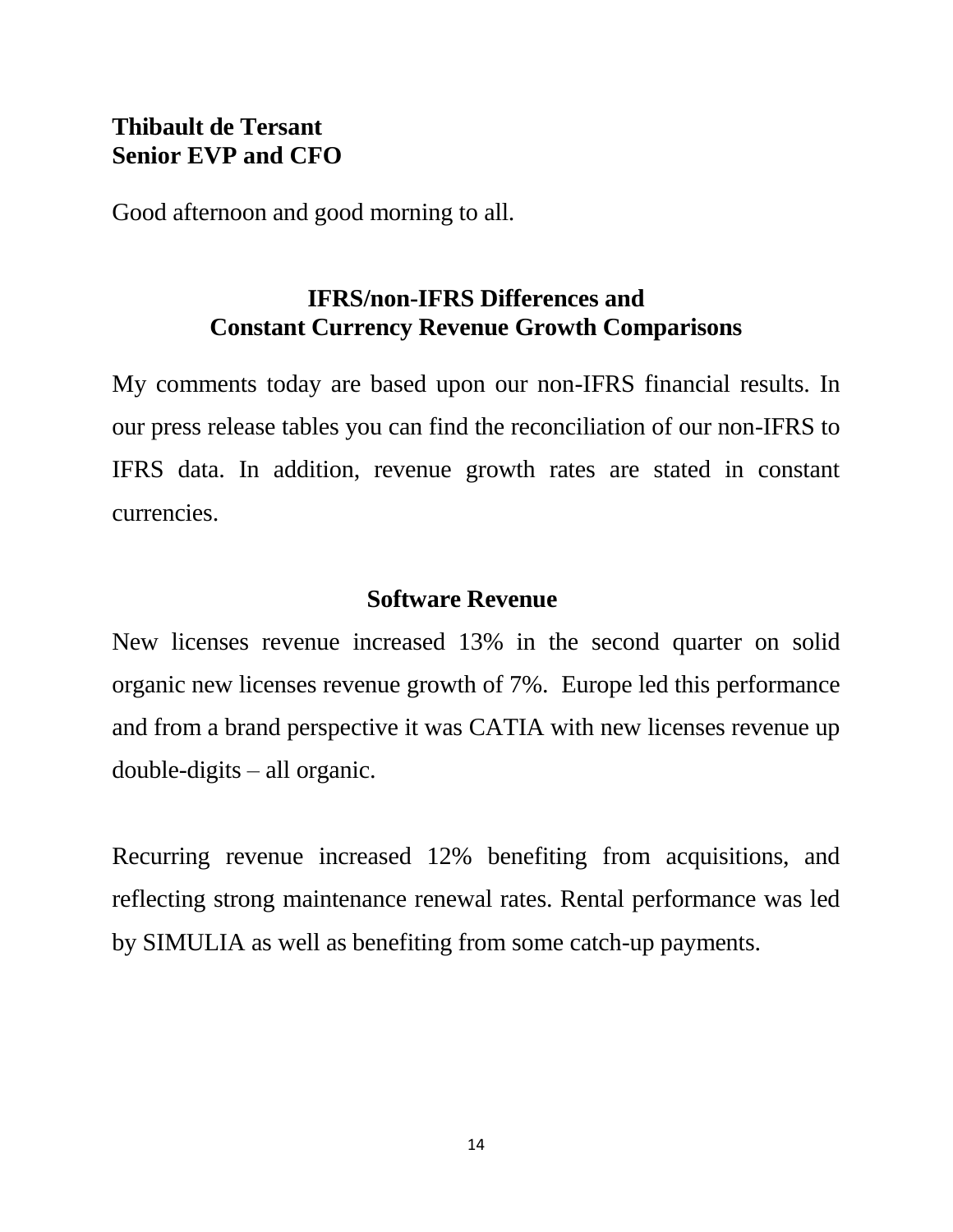**Thibault de Tersant**
**Senior EVP and CFO**

Good afternoon and good morning to all.

## IFRS/non-IFRS Differences and Constant Currency Revenue Growth Comparisons

My comments today are based upon our non-IFRS financial results. In our press release tables you can find the reconciliation of our non-IFRS to IFRS data. In addition, revenue growth rates are stated in constant currencies.

## Software Revenue

New licenses revenue increased 13% in the second quarter on solid organic new licenses revenue growth of 7%. Europe led this performance and from a brand perspective it was CATIA with new licenses revenue up double-digits – all organic.

Recurring revenue increased 12% benefiting from acquisitions, and reflecting strong maintenance renewal rates. Rental performance was led by SIMULIA as well as benefiting from some catch-up payments.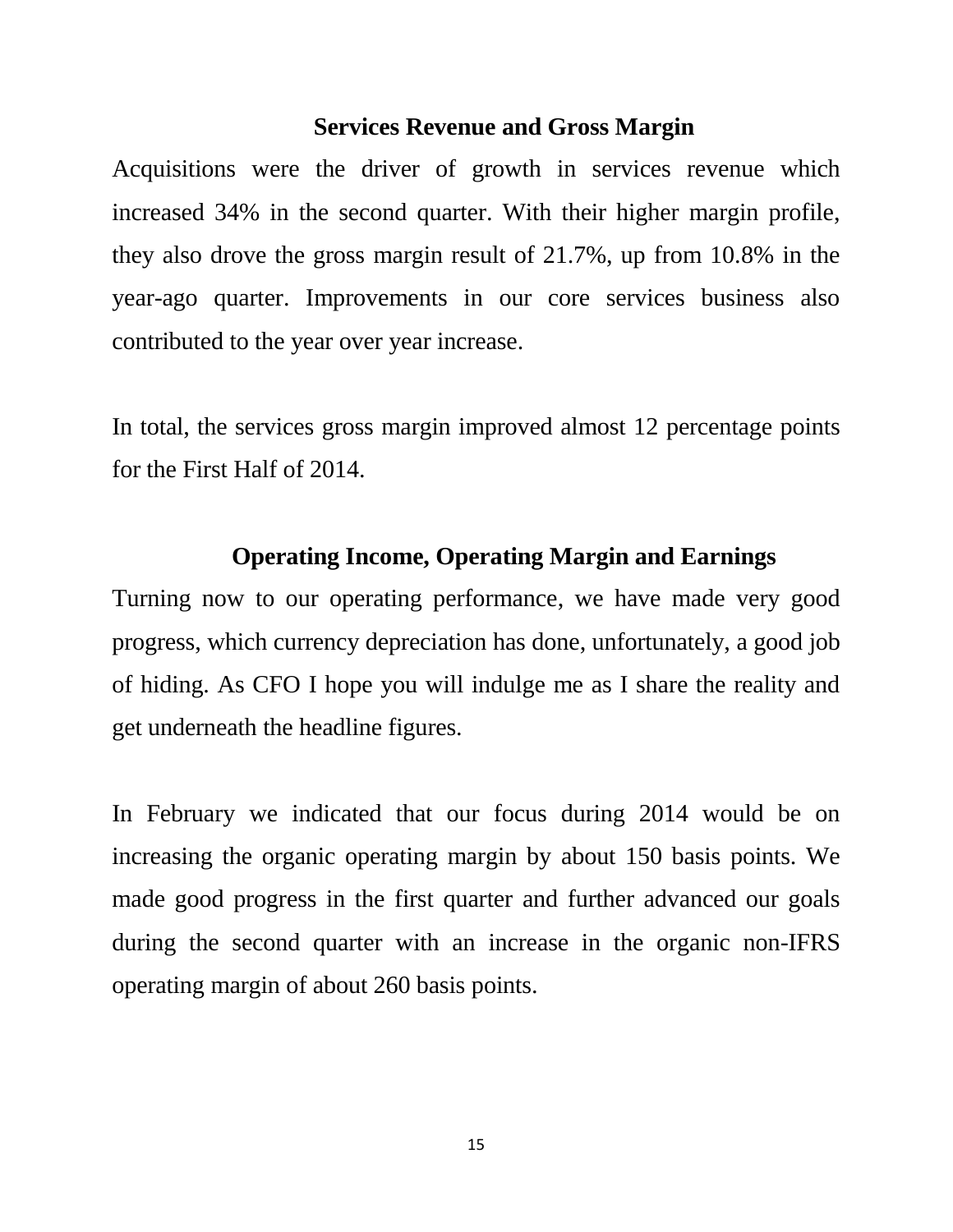## Services Revenue and Gross Margin

Acquisitions were the driver of growth in services revenue which increased 34% in the second quarter. With their higher margin profile, they also drove the gross margin result of 21.7%, up from 10.8% in the year-ago quarter. Improvements in our core services business also contributed to the year over year increase.

In total, the services gross margin improved almost 12 percentage points for the First Half of 2014.

## Operating Income, Operating Margin and Earnings

Turning now to our operating performance, we have made very good progress, which currency depreciation has done, unfortunately, a good job of hiding. As CFO I hope you will indulge me as I share the reality and get underneath the headline figures.

In February we indicated that our focus during 2014 would be on increasing the organic operating margin by about 150 basis points. We made good progress in the first quarter and further advanced our goals during the second quarter with an increase in the organic non-IFRS operating margin of about 260 basis points.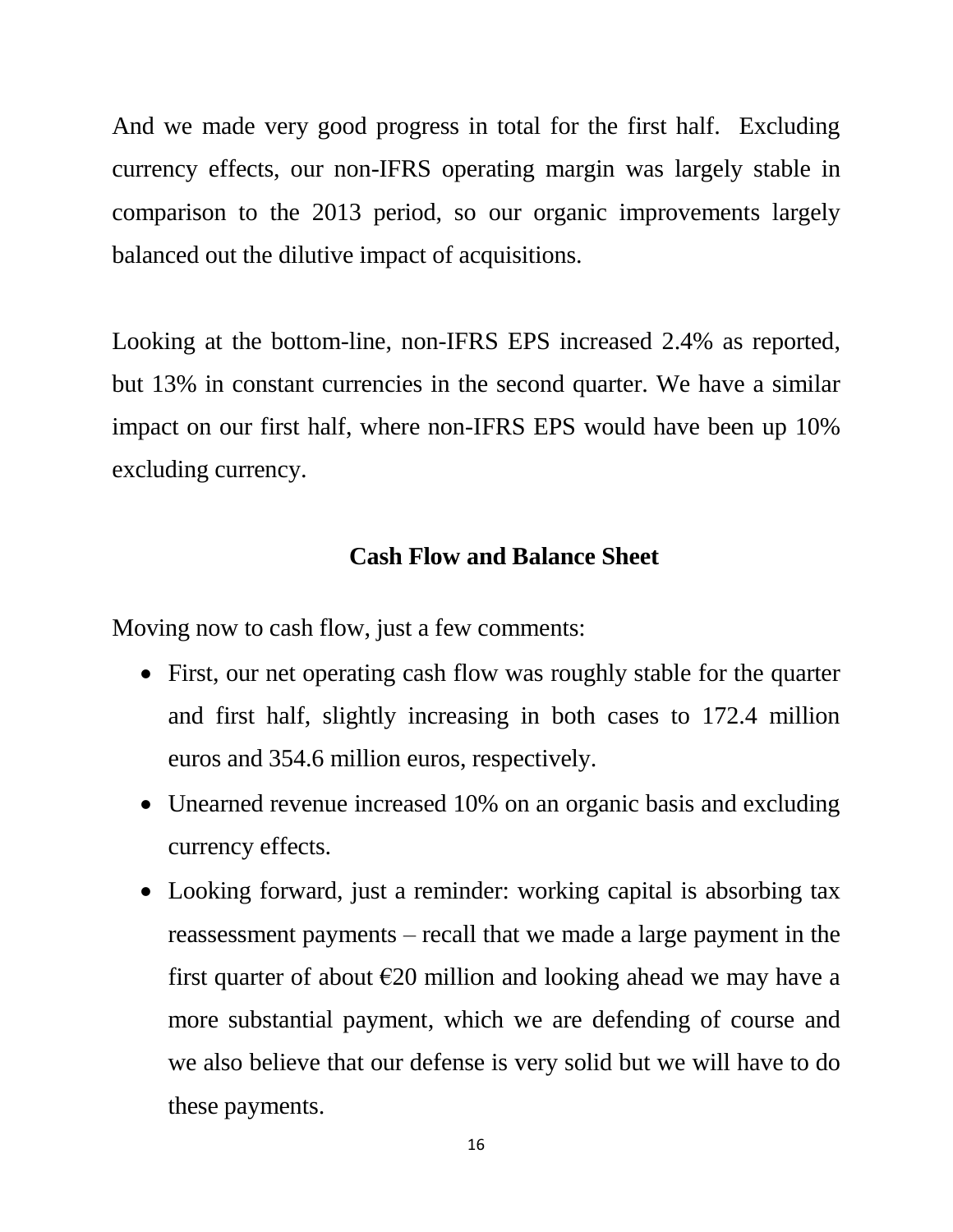And we made very good progress in total for the first half. Excluding currency effects, our non-IFRS operating margin was largely stable in comparison to the 2013 period, so our organic improvements largely balanced out the dilutive impact of acquisitions.

Looking at the bottom-line, non-IFRS EPS increased 2.4% as reported, but 13% in constant currencies in the second quarter. We have a similar impact on our first half, where non-IFRS EPS would have been up 10% excluding currency.

## Cash Flow and Balance Sheet

Moving now to cash flow, just a few comments:

- First, our net operating cash flow was roughly stable for the quarter and first half, slightly increasing in both cases to 172.4 million euros and 354.6 million euros, respectively.
- Unearned revenue increased 10% on an organic basis and excluding currency effects.
- Looking forward, just a reminder: working capital is absorbing tax reassessment payments – recall that we made a large payment in the first quarter of about €20 million and looking ahead we may have a more substantial payment, which we are defending of course and we also believe that our defense is very solid but we will have to do these payments.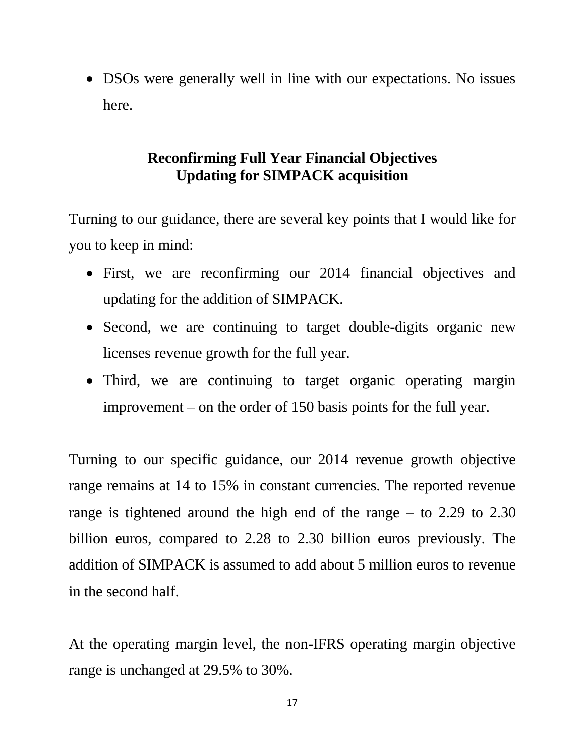- DSOs were generally well in line with our expectations. No issues here.

**Reconfirming Full Year Financial Objectives**
**Updating for SIMPACK acquisition**

Turning to our guidance, there are several key points that I would like for you to keep in mind:

- First, we are reconfirming our 2014 financial objectives and updating for the addition of SIMPACK.
- Second, we are continuing to target double-digits organic new licenses revenue growth for the full year.
- Third, we are continuing to target organic operating margin improvement – on the order of 150 basis points for the full year.

Turning to our specific guidance, our 2014 revenue growth objective range remains at 14 to 15% in constant currencies. The reported revenue range is tightened around the high end of the range – to 2.29 to 2.30 billion euros, compared to 2.28 to 2.30 billion euros previously. The addition of SIMPACK is assumed to add about 5 million euros to revenue in the second half.

At the operating margin level, the non-IFRS operating margin objective range is unchanged at 29.5% to 30%.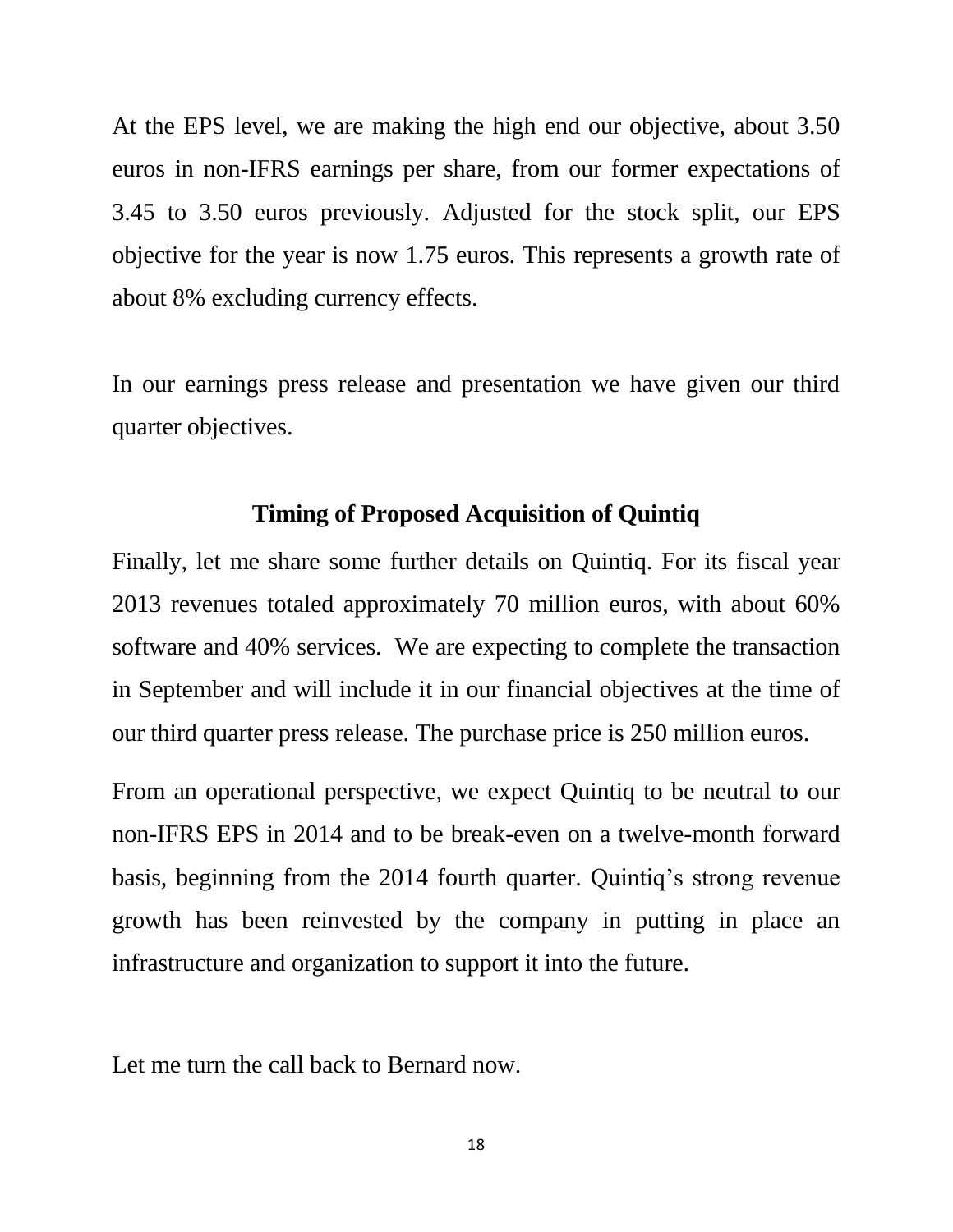At the EPS level, we are making the high end our objective, about 3.50 euros in non-IFRS earnings per share, from our former expectations of 3.45 to 3.50 euros previously. Adjusted for the stock split, our EPS objective for the year is now 1.75 euros. This represents a growth rate of about 8% excluding currency effects.

In our earnings press release and presentation we have given our third quarter objectives.

## Timing of Proposed Acquisition of Quintiq

Finally, let me share some further details on Quintiq. For its fiscal year 2013 revenues totaled approximately 70 million euros, with about 60% software and 40% services. We are expecting to complete the transaction in September and will include it in our financial objectives at the time of our third quarter press release. The purchase price is 250 million euros.

From an operational perspective, we expect Quintiq to be neutral to our non-IFRS EPS in 2014 and to be break-even on a twelve-month forward basis, beginning from the 2014 fourth quarter. Quintiq's strong revenue growth has been reinvested by the company in putting in place an infrastructure and organization to support it into the future.

Let me turn the call back to Bernard now.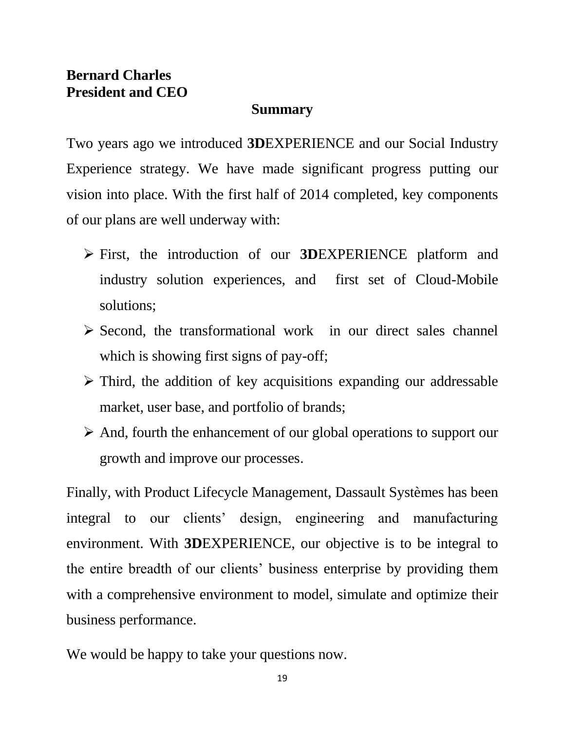**Bernard Charles**
**President and CEO**

## Summary

Two years ago we introduced **3D**EXPERIENCE and our Social Industry Experience strategy. We have made significant progress putting our vision into place. With the first half of 2014 completed, key components of our plans are well underway with:

- First, the introduction of our **3D**EXPERIENCE platform and industry solution experiences, and first set of Cloud-Mobile solutions;
- Second, the transformational work in our direct sales channel which is showing first signs of pay-off;
- Third, the addition of key acquisitions expanding our addressable market, user base, and portfolio of brands;
- And, fourth the enhancement of our global operations to support our growth and improve our processes.

Finally, with Product Lifecycle Management, Dassault Systèmes has been integral to our clients' design, engineering and manufacturing environment. With **3D**EXPERIENCE, our objective is to be integral to the entire breadth of our clients' business enterprise by providing them with a comprehensive environment to model, simulate and optimize their business performance.

We would be happy to take your questions now.